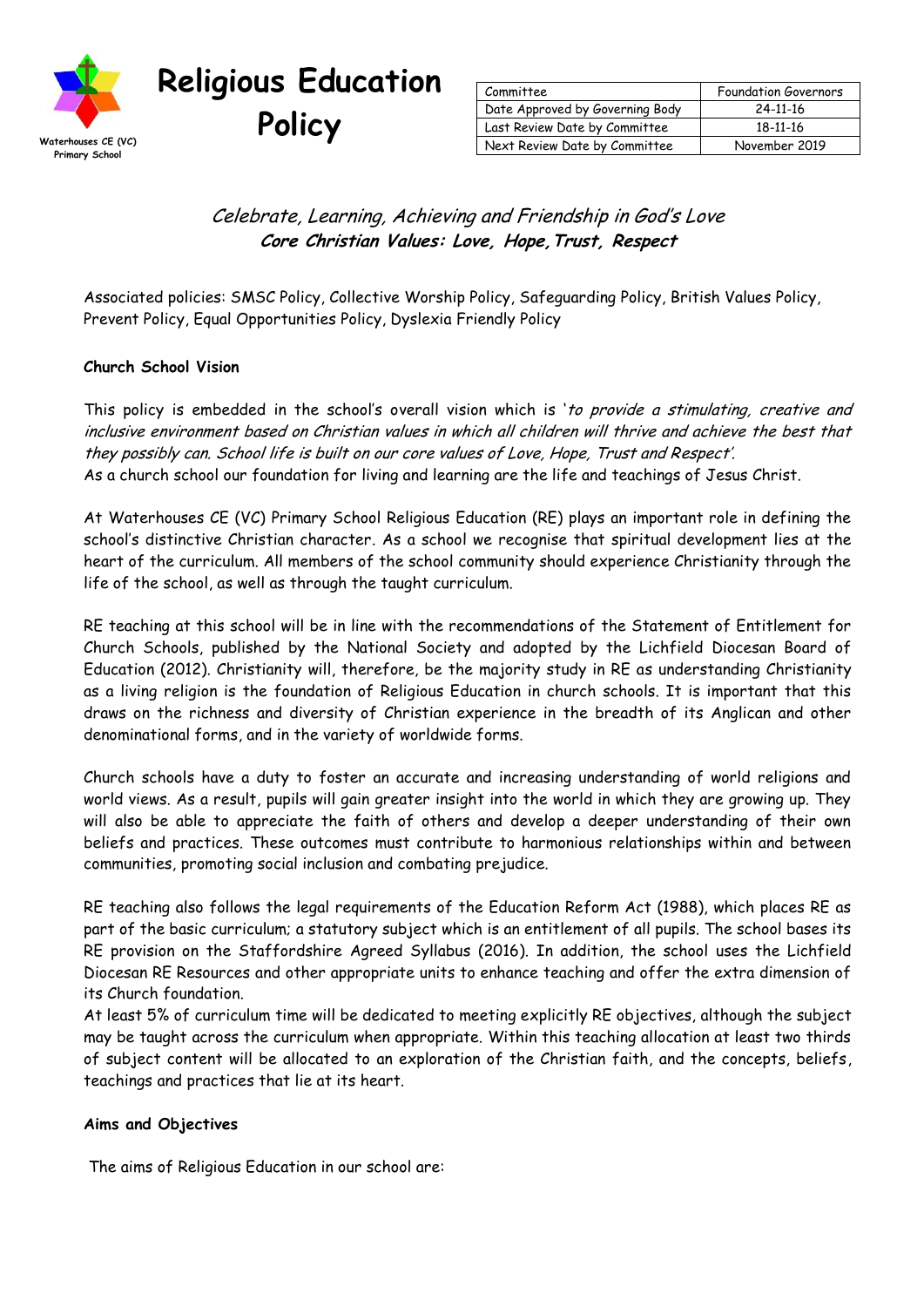Waterhouses CE (VC) Primary School

# Religious Education Policy

| Committee | Foundation Governors |
| --- | --- |
| Date Approved by Governing Body | 24-11-16 |
| Last Review Date by Committee | 18-11-16 |
| Next Review Date by Committee | November 2019 |

*Celebrate, Learning, Achieving and Friendship in God's Love*
***Core Christian Values: Love, Hope, Trust, Respect***

Associated policies: SMSC Policy, Collective Worship Policy, Safeguarding Policy, British Values Policy, Prevent Policy, Equal Opportunities Policy, Dyslexia Friendly Policy

**Church School Vision**

This policy is embedded in the school's overall vision which is '*to provide a stimulating, creative and inclusive environment based on Christian values in which all children will thrive and achieve the best that they possibly can. School life is built on our core values of Love, Hope, Trust and Respect'.*
As a church school our foundation for living and learning are the life and teachings of Jesus Christ.

At Waterhouses CE (VC) Primary School Religious Education (RE) plays an important role in defining the school's distinctive Christian character. As a school we recognise that spiritual development lies at the heart of the curriculum. All members of the school community should experience Christianity through the life of the school, as well as through the taught curriculum.

RE teaching at this school will be in line with the recommendations of the Statement of Entitlement for Church Schools, published by the National Society and adopted by the Lichfield Diocesan Board of Education (2012). Christianity will, therefore, be the majority study in RE as understanding Christianity as a living religion is the foundation of Religious Education in church schools. It is important that this draws on the richness and diversity of Christian experience in the breadth of its Anglican and other denominational forms, and in the variety of worldwide forms.

Church schools have a duty to foster an accurate and increasing understanding of world religions and world views. As a result, pupils will gain greater insight into the world in which they are growing up. They will also be able to appreciate the faith of others and develop a deeper understanding of their own beliefs and practices. These outcomes must contribute to harmonious relationships within and between communities, promoting social inclusion and combating prejudice.

RE teaching also follows the legal requirements of the Education Reform Act (1988), which places RE as part of the basic curriculum; a statutory subject which is an entitlement of all pupils. The school bases its RE provision on the Staffordshire Agreed Syllabus (2016). In addition, the school uses the Lichfield Diocesan RE Resources and other appropriate units to enhance teaching and offer the extra dimension of its Church foundation.
At least 5% of curriculum time will be dedicated to meeting explicitly RE objectives, although the subject may be taught across the curriculum when appropriate. Within this teaching allocation at least two thirds of subject content will be allocated to an exploration of the Christian faith, and the concepts, beliefs, teachings and practices that lie at its heart.

**Aims and Objectives**

The aims of Religious Education in our school are: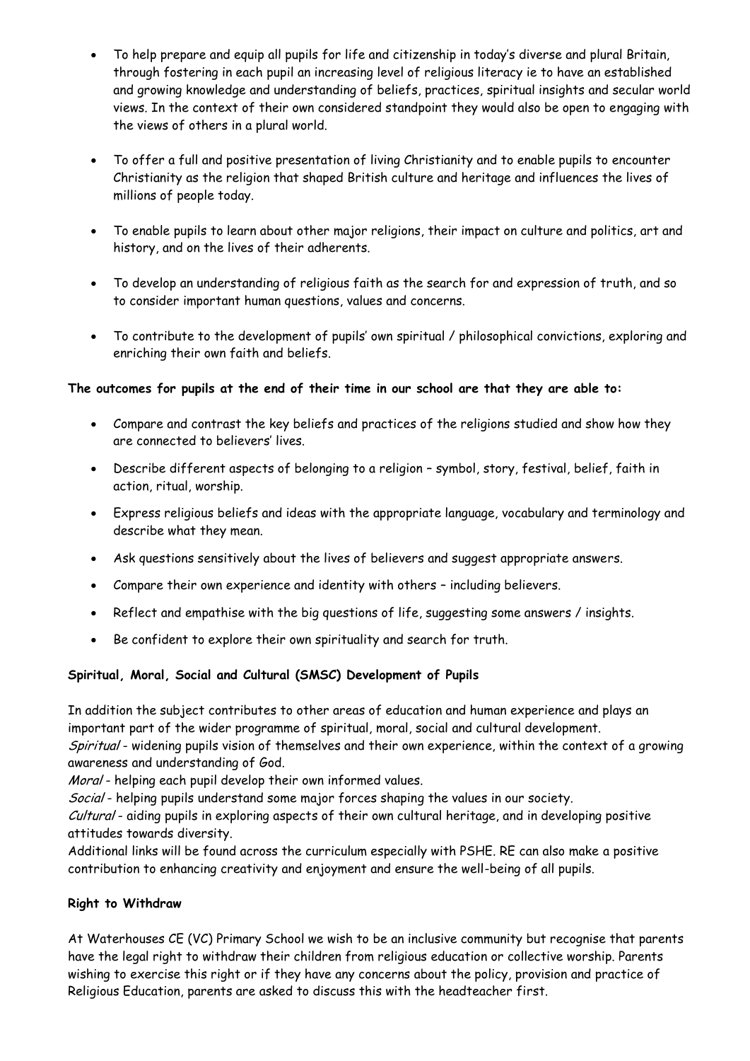- To help prepare and equip all pupils for life and citizenship in today's diverse and plural Britain, through fostering in each pupil an increasing level of religious literacy ie to have an established and growing knowledge and understanding of beliefs, practices, spiritual insights and secular world views. In the context of their own considered standpoint they would also be open to engaging with the views of others in a plural world.
- To offer a full and positive presentation of living Christianity and to enable pupils to encounter Christianity as the religion that shaped British culture and heritage and influences the lives of millions of people today.
- To enable pupils to learn about other major religions, their impact on culture and politics, art and history, and on the lives of their adherents.
- To develop an understanding of religious faith as the search for and expression of truth, and so to consider important human questions, values and concerns.
- To contribute to the development of pupils' own spiritual / philosophical convictions, exploring and enriching their own faith and beliefs.

**The outcomes for pupils at the end of their time in our school are that they are able to:**

- Compare and contrast the key beliefs and practices of the religions studied and show how they are connected to believers' lives.
- Describe different aspects of belonging to a religion – symbol, story, festival, belief, faith in action, ritual, worship.
- Express religious beliefs and ideas with the appropriate language, vocabulary and terminology and describe what they mean.
- Ask questions sensitively about the lives of believers and suggest appropriate answers.
- Compare their own experience and identity with others – including believers.
- Reflect and empathise with the big questions of life, suggesting some answers / insights.
- Be confident to explore their own spirituality and search for truth.

**Spiritual, Moral, Social and Cultural (SMSC) Development of Pupils**

In addition the subject contributes to other areas of education and human experience and plays an important part of the wider programme of spiritual, moral, social and cultural development.
*Spiritual* - widening pupils vision of themselves and their own experience, within the context of a growing awareness and understanding of God.
*Moral* - helping each pupil develop their own informed values.
*Social* - helping pupils understand some major forces shaping the values in our society.
*Cultural* - aiding pupils in exploring aspects of their own cultural heritage, and in developing positive attitudes towards diversity.
Additional links will be found across the curriculum especially with PSHE. RE can also make a positive contribution to enhancing creativity and enjoyment and ensure the well-being of all pupils.

**Right to Withdraw**

At Waterhouses CE (VC) Primary School we wish to be an inclusive community but recognise that parents have the legal right to withdraw their children from religious education or collective worship. Parents wishing to exercise this right or if they have any concerns about the policy, provision and practice of Religious Education, parents are asked to discuss this with the headteacher first.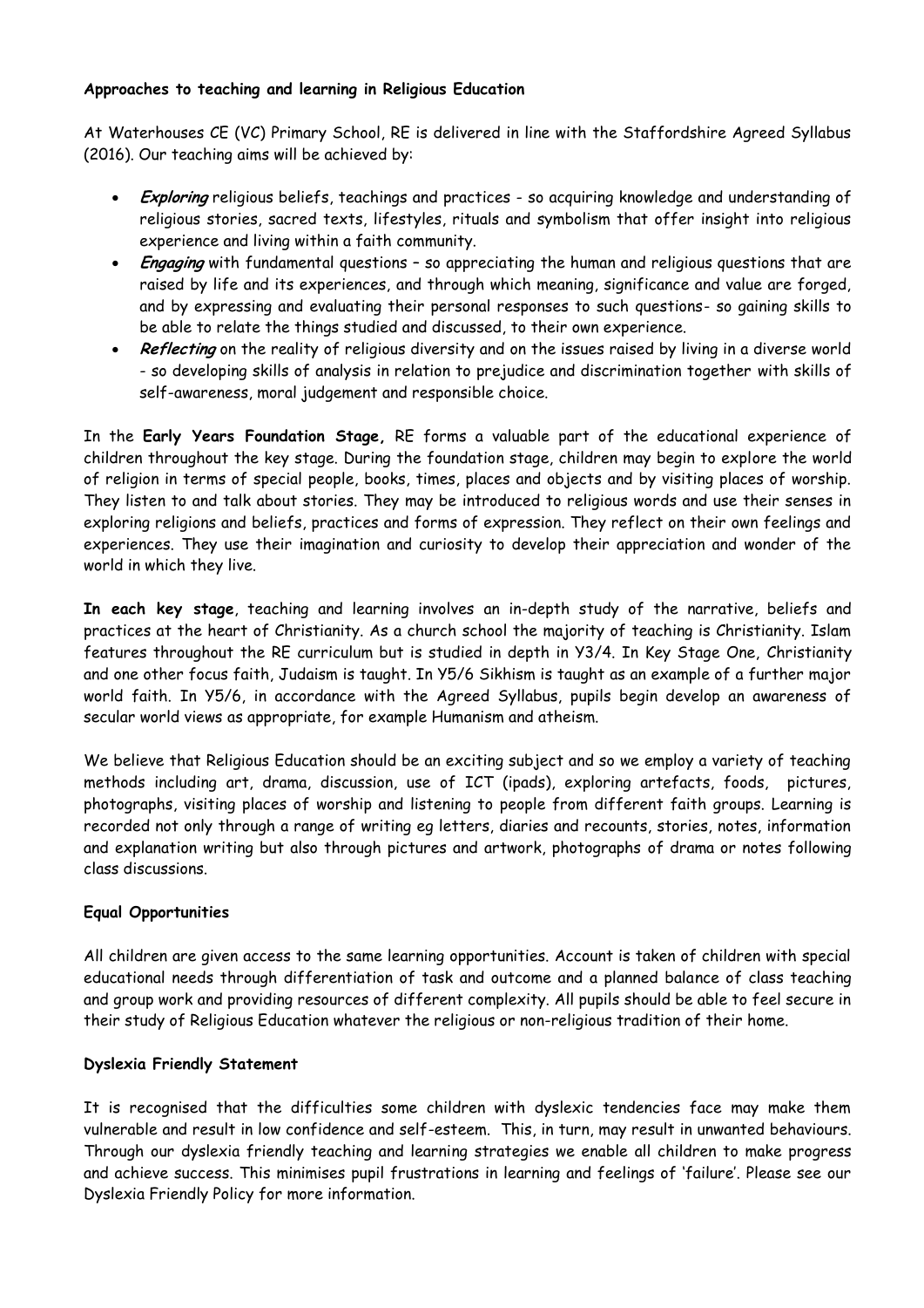**Approaches to teaching and learning in Religious Education**

At Waterhouses CE (VC) Primary School, RE is delivered in line with the Staffordshire Agreed Syllabus (2016). Our teaching aims will be achieved by:

- ***Exploring*** religious beliefs, teachings and practices - so acquiring knowledge and understanding of religious stories, sacred texts, lifestyles, rituals and symbolism that offer insight into religious experience and living within a faith community.
- ***Engaging*** with fundamental questions – so appreciating the human and religious questions that are raised by life and its experiences, and through which meaning, significance and value are forged, and by expressing and evaluating their personal responses to such questions- so gaining skills to be able to relate the things studied and discussed, to their own experience.
- ***Reflecting*** on the reality of religious diversity and on the issues raised by living in a diverse world - so developing skills of analysis in relation to prejudice and discrimination together with skills of self-awareness, moral judgement and responsible choice.

In the **Early Years Foundation Stage,** RE forms a valuable part of the educational experience of children throughout the key stage. During the foundation stage, children may begin to explore the world of religion in terms of special people, books, times, places and objects and by visiting places of worship. They listen to and talk about stories. They may be introduced to religious words and use their senses in exploring religions and beliefs, practices and forms of expression. They reflect on their own feelings and experiences. They use their imagination and curiosity to develop their appreciation and wonder of the world in which they live.

**In each key stage**, teaching and learning involves an in-depth study of the narrative, beliefs and practices at the heart of Christianity. As a church school the majority of teaching is Christianity. Islam features throughout the RE curriculum but is studied in depth in Y3/4. In Key Stage One, Christianity and one other focus faith, Judaism is taught. In Y5/6 Sikhism is taught as an example of a further major world faith. In Y5/6, in accordance with the Agreed Syllabus, pupils begin develop an awareness of secular world views as appropriate, for example Humanism and atheism.

We believe that Religious Education should be an exciting subject and so we employ a variety of teaching methods including art, drama, discussion, use of ICT (ipads), exploring artefacts, foods, pictures, photographs, visiting places of worship and listening to people from different faith groups. Learning is recorded not only through a range of writing eg letters, diaries and recounts, stories, notes, information and explanation writing but also through pictures and artwork, photographs of drama or notes following class discussions.

**Equal Opportunities**

All children are given access to the same learning opportunities. Account is taken of children with special educational needs through differentiation of task and outcome and a planned balance of class teaching and group work and providing resources of different complexity. All pupils should be able to feel secure in their study of Religious Education whatever the religious or non-religious tradition of their home.

**Dyslexia Friendly Statement**

It is recognised that the difficulties some children with dyslexic tendencies face may make them vulnerable and result in low confidence and self-esteem. This, in turn, may result in unwanted behaviours. Through our dyslexia friendly teaching and learning strategies we enable all children to make progress and achieve success. This minimises pupil frustrations in learning and feelings of 'failure'. Please see our Dyslexia Friendly Policy for more information.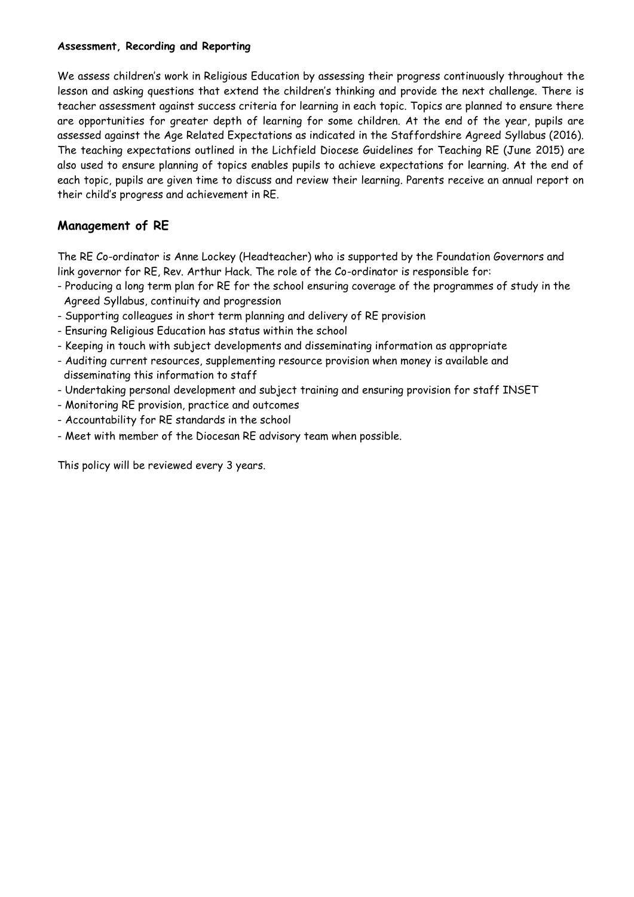**Assessment, Recording and Reporting**

We assess children's work in Religious Education by assessing their progress continuously throughout the lesson and asking questions that extend the children's thinking and provide the next challenge. There is teacher assessment against success criteria for learning in each topic. Topics are planned to ensure there are opportunities for greater depth of learning for some children. At the end of the year, pupils are assessed against the Age Related Expectations as indicated in the Staffordshire Agreed Syllabus (2016). The teaching expectations outlined in the Lichfield Diocese Guidelines for Teaching RE (June 2015) are also used to ensure planning of topics enables pupils to achieve expectations for learning. At the end of each topic, pupils are given time to discuss and review their learning. Parents receive an annual report on their child's progress and achievement in RE.

## Management of RE

The RE Co-ordinator is Anne Lockey (Headteacher) who is supported by the Foundation Governors and link governor for RE, Rev. Arthur Hack. The role of the Co-ordinator is responsible for:

- Producing a long term plan for RE for the school ensuring coverage of the programmes of study in the Agreed Syllabus, continuity and progression
- Supporting colleagues in short term planning and delivery of RE provision
- Ensuring Religious Education has status within the school
- Keeping in touch with subject developments and disseminating information as appropriate
- Auditing current resources, supplementing resource provision when money is available and disseminating this information to staff
- Undertaking personal development and subject training and ensuring provision for staff INSET
- Monitoring RE provision, practice and outcomes
- Accountability for RE standards in the school
- Meet with member of the Diocesan RE advisory team when possible.

This policy will be reviewed every 3 years.